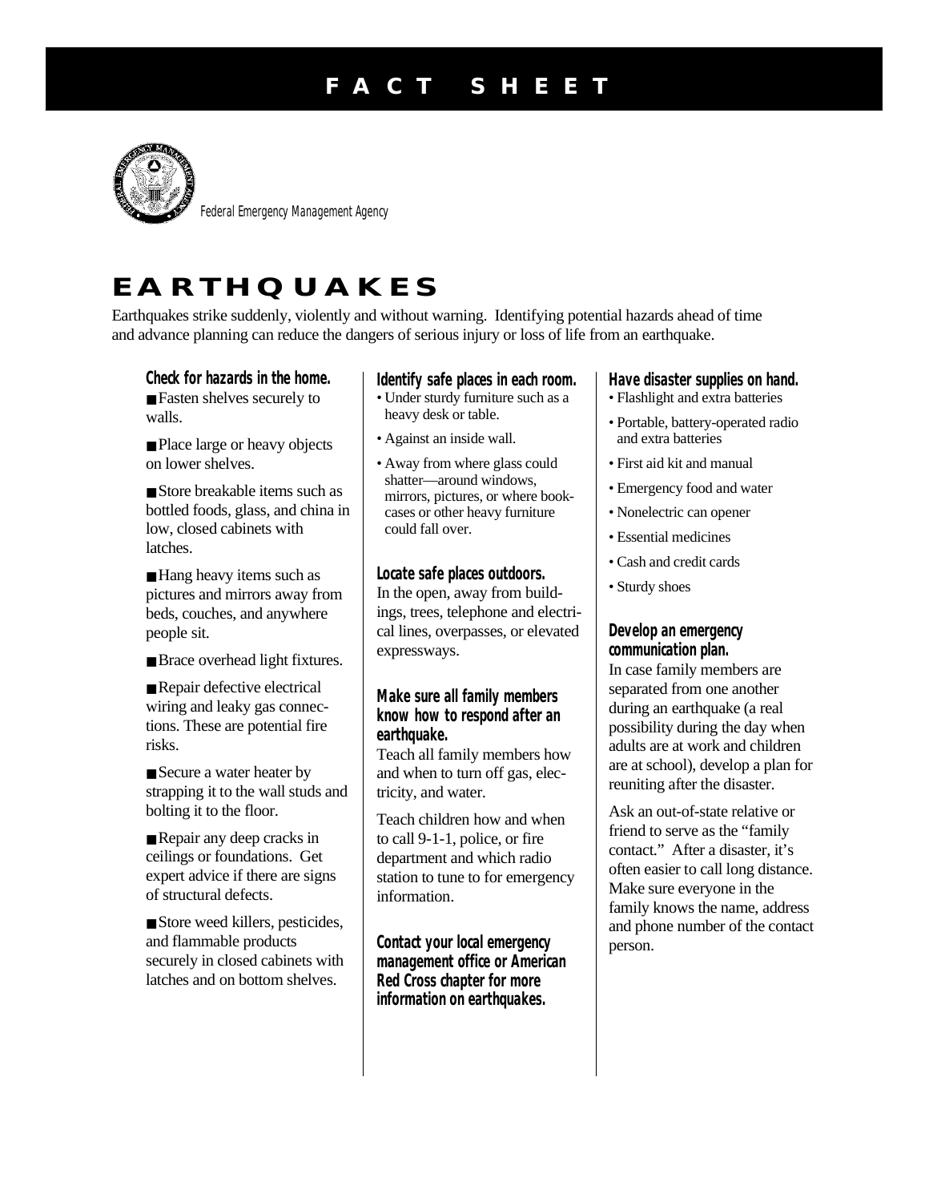# FACT SHEET

Federal Emergency Management Agency

# EARTHQUAKES

Earthquakes strike suddenly, violently and without warning. Identifying potential hazards ahead of time and advance planning can reduce the dangers of serious injury or loss of life from an earthquake.

### Check for hazards in the home.

- Fasten shelves securely to walls.
- Place large or heavy objects on lower shelves.
- Store breakable items such as bottled foods, glass, and china in low, closed cabinets with latches.
- Hang heavy items such as pictures and mirrors away from beds, couches, and anywhere people sit.
- Brace overhead light fixtures.
- Repair defective electrical wiring and leaky gas connections. These are potential fire risks.
- Secure a water heater by strapping it to the wall studs and bolting it to the floor.
- Repair any deep cracks in ceilings or foundations. Get expert advice if there are signs of structural defects.
- Store weed killers, pesticides, and flammable products securely in closed cabinets with latches and on bottom shelves.

### Identify safe places in each room.

- Under sturdy furniture such as a heavy desk or table.
- Against an inside wall.
- Away from where glass could shatter—around windows, mirrors, pictures, or where bookcases or other heavy furniture could fall over.

### Locate safe places outdoors.

In the open, away from buildings, trees, telephone and electrical lines, overpasses, or elevated expressways.

### Make sure all family members know how to respond after an earthquake.

Teach all family members how and when to turn off gas, electricity, and water.

Teach children how and when to call 9-1-1, police, or fire department and which radio station to tune to for emergency information.

### Contact your local emergency management office or American Red Cross chapter for more information on earthquakes.

### Have disaster supplies on hand.

- Flashlight and extra batteries
- Portable, battery-operated radio and extra batteries
- First aid kit and manual
- Emergency food and water
- Nonelectric can opener
- Essential medicines
- Cash and credit cards
- Sturdy shoes

### Develop an emergency communication plan.

In case family members are separated from one another during an earthquake (a real possibility during the day when adults are at work and children are at school), develop a plan for reuniting after the disaster.

Ask an out-of-state relative or friend to serve as the "family contact." After a disaster, it's often easier to call long distance. Make sure everyone in the family knows the name, address and phone number of the contact person.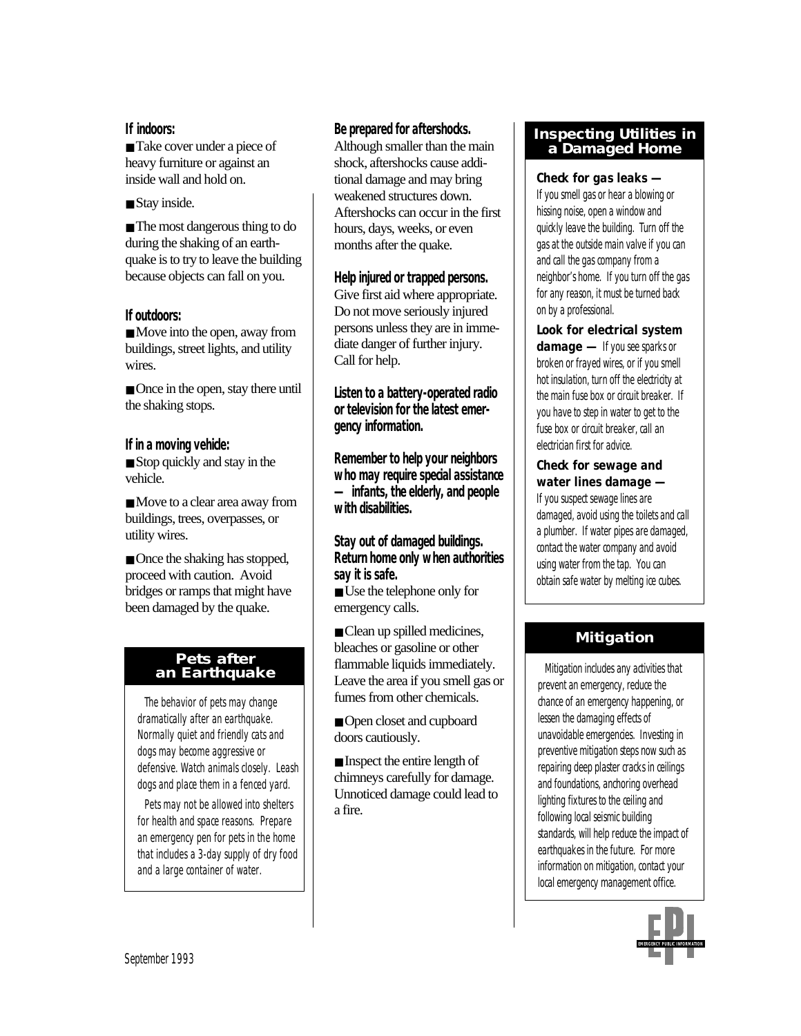**If indoors:**

- Take cover under a piece of heavy furniture or against an inside wall and hold on.
- Stay inside.
- The most dangerous thing to do during the shaking of an earthquake is to try to leave the building because objects can fall on you.

**If outdoors:**

- Move into the open, away from buildings, street lights, and utility wires.
- Once in the open, stay there until the shaking stops.

**If in a moving vehicle:**

- Stop quickly and stay in the vehicle.
- Move to a clear area away from buildings, trees, overpasses, or utility wires.
- Once the shaking has stopped, proceed with caution. Avoid bridges or ramps that might have been damaged by the quake.

## Pets after an Earthquake

*The behavior of pets may change dramatically after an earthquake. Normally quiet and friendly cats and dogs may become aggressive or defensive. Watch animals closely. Leash dogs and place them in a fenced yard.*

*Pets may not be allowed into shelters for health and space reasons. Prepare an emergency pen for pets in the home that includes a 3-day supply of dry food and a large container of water.*

**Be prepared for aftershocks.**
Although smaller than the main shock, aftershocks cause additional damage and may bring weakened structures down. Aftershocks can occur in the first hours, days, weeks, or even months after the quake.

**Help injured or trapped persons.**
Give first aid where appropriate. Do not move seriously injured persons unless they are in immediate danger of further injury. Call for help.

**Listen to a battery-operated radio or television for the latest emergency information.**

**Remember to help your neighbors who may require special assistance — infants, the elderly, and people with disabilities.**

**Stay out of damaged buildings. Return home only when authorities say it is safe.**

- Use the telephone only for emergency calls.
- Clean up spilled medicines, bleaches or gasoline or other flammable liquids immediately. Leave the area if you smell gas or fumes from other chemicals.
- Open closet and cupboard doors cautiously.
- Inspect the entire length of chimneys carefully for damage. Unnoticed damage could lead to a fire.

## Inspecting Utilities in a Damaged Home

**Check for gas leaks —** If you smell gas or hear a blowing or hissing noise, open a window and quickly leave the building. Turn off the gas at the outside main valve if you can and call the gas company from a neighbor's home. If you turn off the gas for any reason, it must be turned back on by a professional.

**Look for electrical system damage —** If you see sparks or broken or frayed wires, or if you smell hot insulation, turn off the electricity at the main fuse box or circuit breaker. If you have to step in water to get to the fuse box or circuit breaker, call an electrician first for advice.

**Check for sewage and water lines damage —** If you suspect sewage lines are damaged, avoid using the toilets and call a plumber. If water pipes are damaged, contact the water company and avoid using water from the tap. You can obtain safe water by melting ice cubes.

## Mitigation

Mitigation includes any activities that prevent an emergency, reduce the chance of an emergency happening, or lessen the damaging effects of unavoidable emergencies. Investing in preventive mitigation steps now such as repairing deep plaster cracks in ceilings and foundations, anchoring overhead lighting fixtures to the ceiling and following local seismic building standards, will help reduce the impact of earthquakes in the future. For more information on mitigation, contact your local emergency management office.

EPI EMERGENCY PUBLIC INFORMATION

September 1993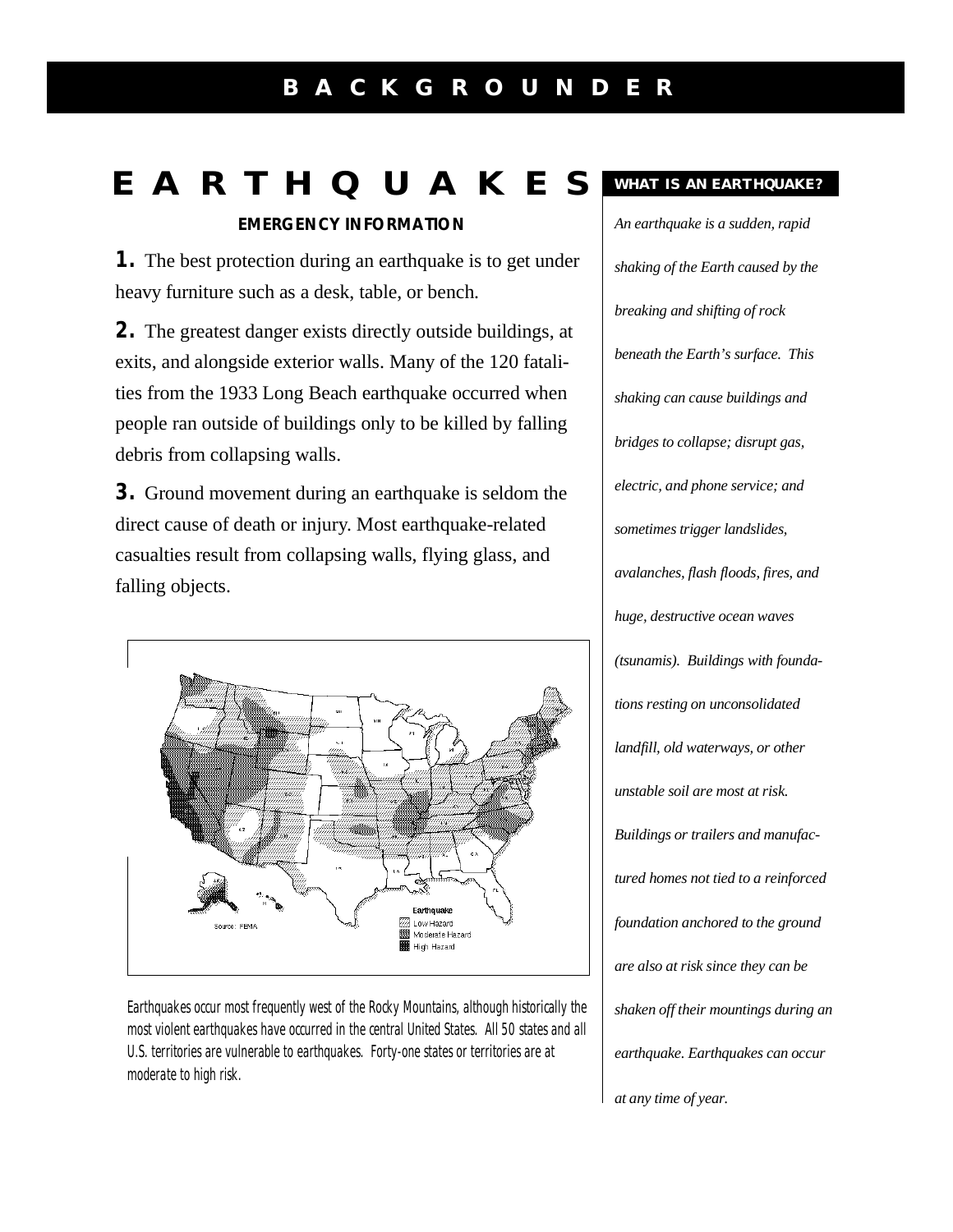# BACKGROUNDER

# EARTHQUAKES

### EMERGENCY INFORMATION

**1.** The best protection during an earthquake is to get under heavy furniture such as a desk, table, or bench.

**2.** The greatest danger exists directly outside buildings, at exits, and alongside exterior walls. Many of the 120 fatalities from the 1933 Long Beach earthquake occurred when people ran outside of buildings only to be killed by falling debris from collapsing walls.

**3.** Ground movement during an earthquake is seldom the direct cause of death or injury. Most earthquake-related casualties result from collapsing walls, flying glass, and falling objects.

Earthquakes occur most frequently west of the Rocky Mountains, although historically the most violent earthquakes have occurred in the central United States. All 50 states and all U.S. territories are vulnerable to earthquakes. Forty-one states or territories are at moderate to high risk.

### WHAT IS AN EARTHQUAKE?

*An earthquake is a sudden, rapid shaking of the Earth caused by the breaking and shifting of rock beneath the Earth's surface. This shaking can cause buildings and bridges to collapse; disrupt gas, electric, and phone service; and sometimes trigger landslides, avalanches, flash floods, fires, and huge, destructive ocean waves (tsunamis). Buildings with foundations resting on unconsolidated landfill, old waterways, or other unstable soil are most at risk. Buildings or trailers and manufactured homes not tied to a reinforced foundation anchored to the ground are also at risk since they can be shaken off their mountings during an earthquake. Earthquakes can occur at any time of year.*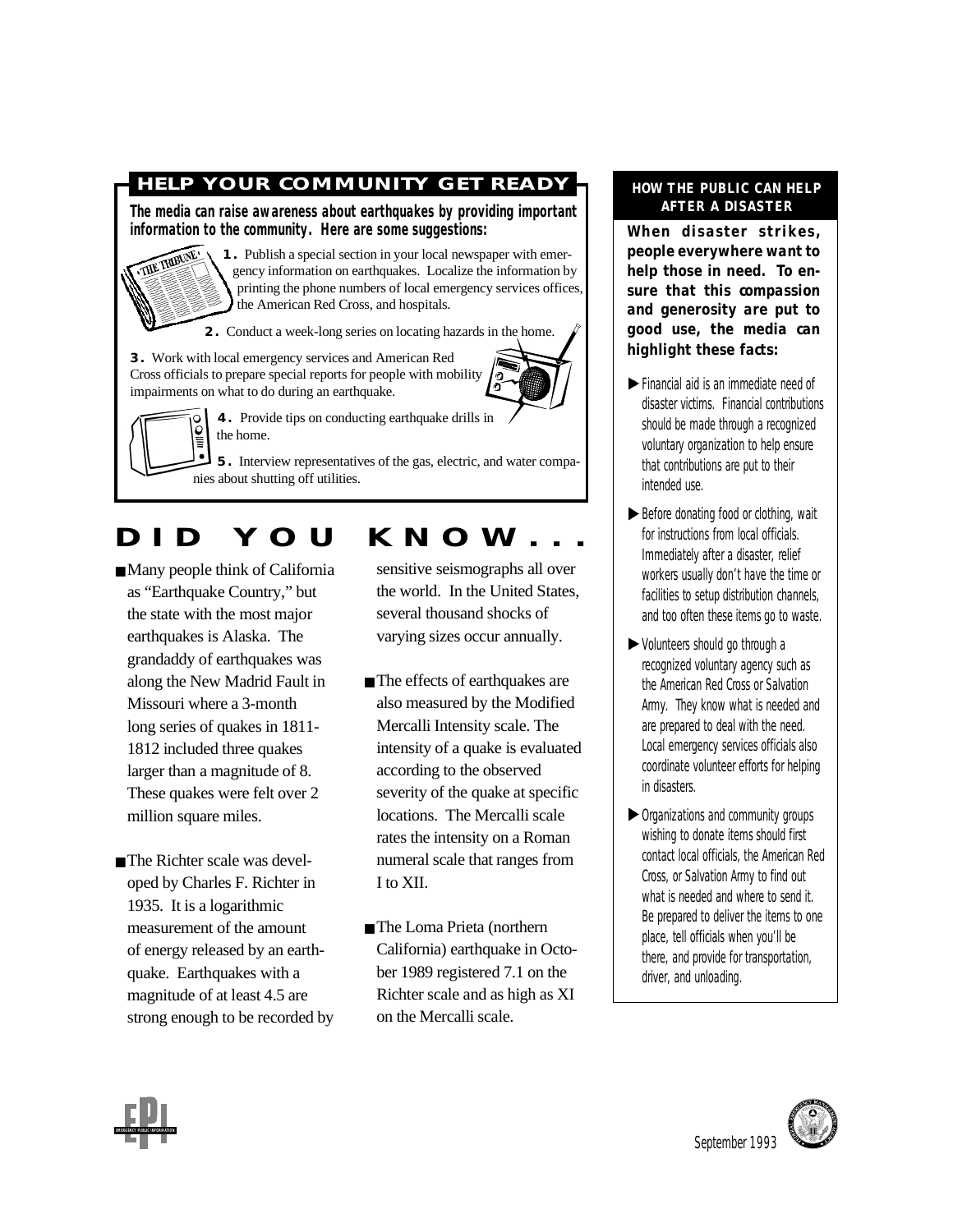## HELP YOUR COMMUNITY GET READY

***The media can raise awareness about earthquakes by providing important information to the community. Here are some suggestions:***

**1.** Publish a special section in your local newspaper with emergency information on earthquakes. Localize the information by printing the phone numbers of local emergency services offices, the American Red Cross, and hospitals.

**2.** Conduct a week-long series on locating hazards in the home.

**3.** Work with local emergency services and American Red Cross officials to prepare special reports for people with mobility impairments on what to do during an earthquake.

**4.** Provide tips on conducting earthquake drills in the home.

**5.** Interview representatives of the gas, electric, and water companies about shutting off utilities.

# DID YOU KNOW...

- Many people think of California as "Earthquake Country," but the state with the most major earthquakes is Alaska. The grandaddy of earthquakes was along the New Madrid Fault in Missouri where a 3-month long series of quakes in 1811-1812 included three quakes larger than a magnitude of 8. These quakes were felt over 2 million square miles.

- The Richter scale was developed by Charles F. Richter in 1935. It is a logarithmic measurement of the amount of energy released by an earthquake. Earthquakes with a magnitude of at least 4.5 are strong enough to be recorded by sensitive seismographs all over the world. In the United States, several thousand shocks of varying sizes occur annually.

- The effects of earthquakes are also measured by the Modified Mercalli Intensity scale. The intensity of a quake is evaluated according to the observed severity of the quake at specific locations. The Mercalli scale rates the intensity on a Roman numeral scale that ranges from I to XII.

- The Loma Prieta (northern California) earthquake in October 1989 registered 7.1 on the Richter scale and as high as XI on the Mercalli scale.

## HOW THE PUBLIC CAN HELP AFTER A DISASTER

**When disaster strikes, people everywhere want to help those in need. To ensure that this compassion and generosity are put to good use, the media can highlight these facts:**

- Financial aid is an immediate need of disaster victims. Financial contributions should be made through a recognized voluntary organization to help ensure that contributions are put to their intended use.
- Before donating food or clothing, wait for instructions from local officials. Immediately after a disaster, relief workers usually don't have the time or facilities to setup distribution channels, and too often these items go to waste.
- Volunteers should go through a recognized voluntary agency such as the American Red Cross or Salvation Army. They know what is needed and are prepared to deal with the need. Local emergency services officials also coordinate volunteer efforts for helping in disasters.
- Organizations and community groups wishing to donate items should first contact local officials, the American Red Cross, or Salvation Army to find out what is needed and where to send it. Be prepared to deliver the items to one place, tell officials when you'll be there, and provide for transportation, driver, and unloading.

EPI EMERGENCY PUBLIC INFORMATION

September 1993